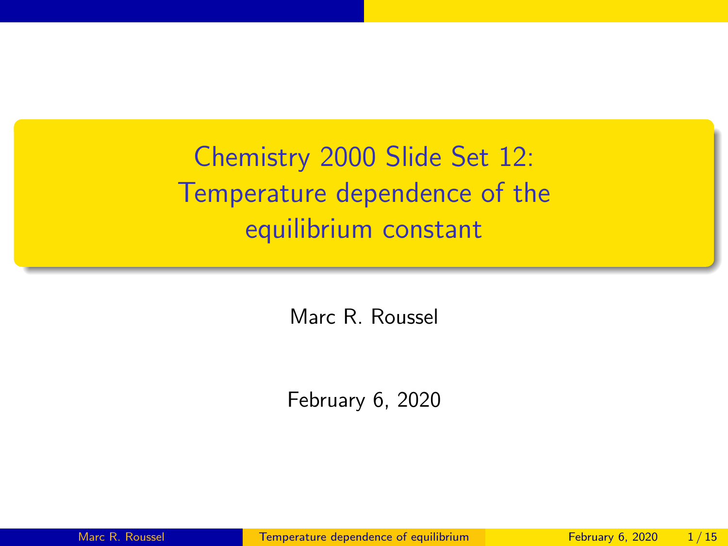# Chemistry 2000 Slide Set 12: Temperature dependence of the equilibrium constant

Marc R. Roussel

February 6, 2020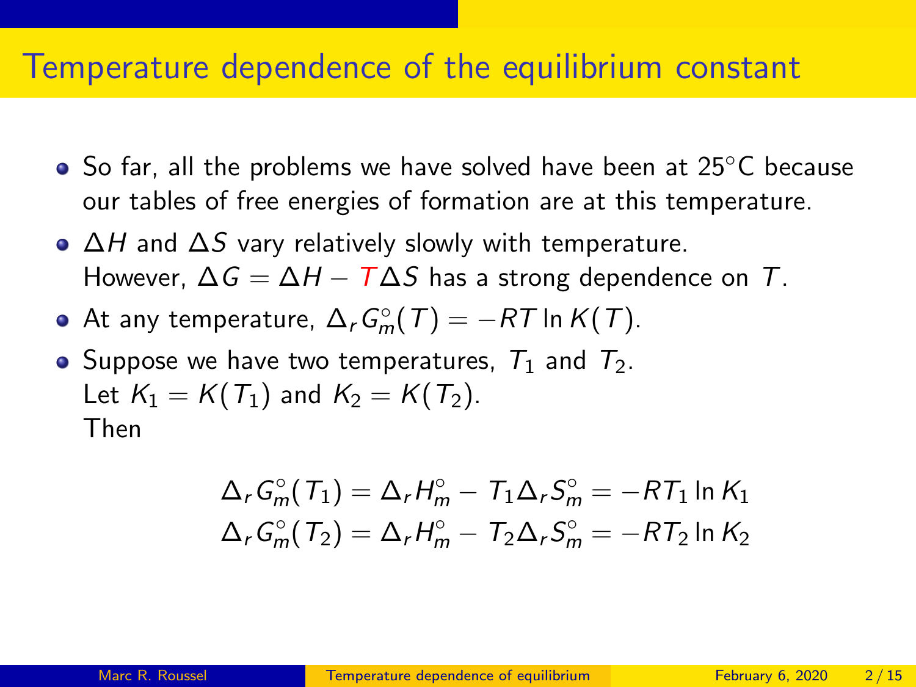# Temperature dependence of the equilibrium constant

- So far, all the problems we have solved have been at 25°C because our tables of free energies of formation are at this temperature.
- $\Delta H$ and $\Delta S$ vary relatively slowly with temperature. However, $\Delta G = \Delta H - T\Delta S$ has a strong dependence on $T$.
- At any temperature, $\Delta_r G_m^\circ(T) = -RT \ln K(T)$.
- Suppose we have two temperatures, $T_1$ and $T_2$. Let $K_1 = K(T_1)$ and $K_2 = K(T_2)$. Then

$$\Delta_r G_m^\circ(T_1) = \Delta_r H_m^\circ - T_1 \Delta_r S_m^\circ = -RT_1 \ln K_1$$

$$\Delta_r G_m^\circ(T_2) = \Delta_r H_m^\circ - T_2 \Delta_r S_m^\circ = -RT_2 \ln K_2$$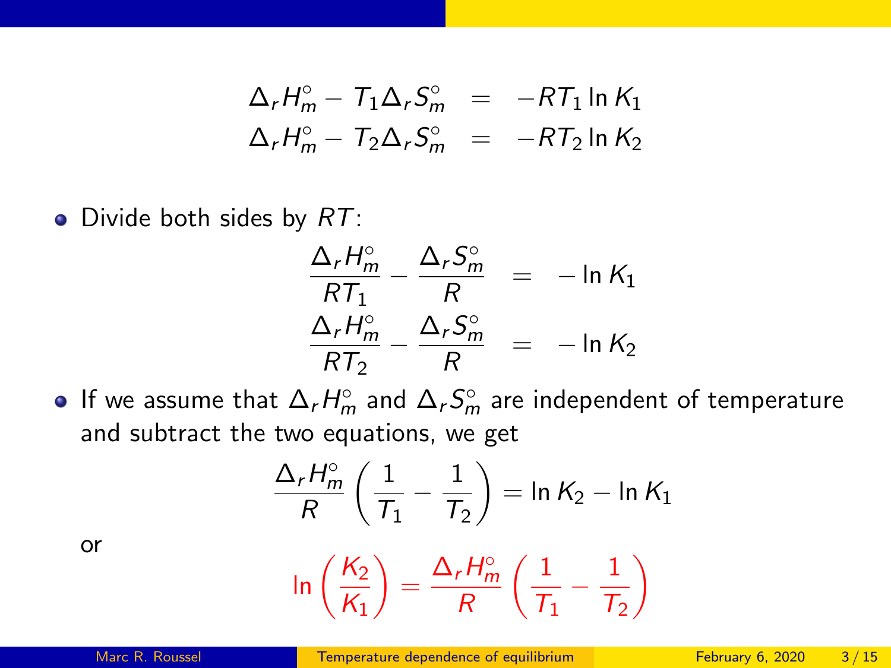$$
\begin{aligned}
\Delta_r H_m^\circ - T_1 \Delta_r S_m^\circ &= -RT_1 \ln K_1 \\
\Delta_r H_m^\circ - T_2 \Delta_r S_m^\circ &= -RT_2 \ln K_2
\end{aligned}
$$

- Divide both sides by $RT$:

$$
\begin{aligned}
\frac{\Delta_r H_m^\circ}{RT_1} - \frac{\Delta_r S_m^\circ}{R} &= -\ln K_1 \\
\frac{\Delta_r H_m^\circ}{RT_2} - \frac{\Delta_r S_m^\circ}{R} &= -\ln K_2
\end{aligned}
$$

- If we assume that $\Delta_r H_m^\circ$ and $\Delta_r S_m^\circ$ are independent of temperature and subtract the two equations, we get

$$
\frac{\Delta_r H_m^\circ}{R} \left( \frac{1}{T_1} - \frac{1}{T_2} \right) = \ln K_2 - \ln K_1
$$

or

$$
\ln \left( \frac{K_2}{K_1} \right) = \frac{\Delta_r H_m^\circ}{R} \left( \frac{1}{T_1} - \frac{1}{T_2} \right)
$$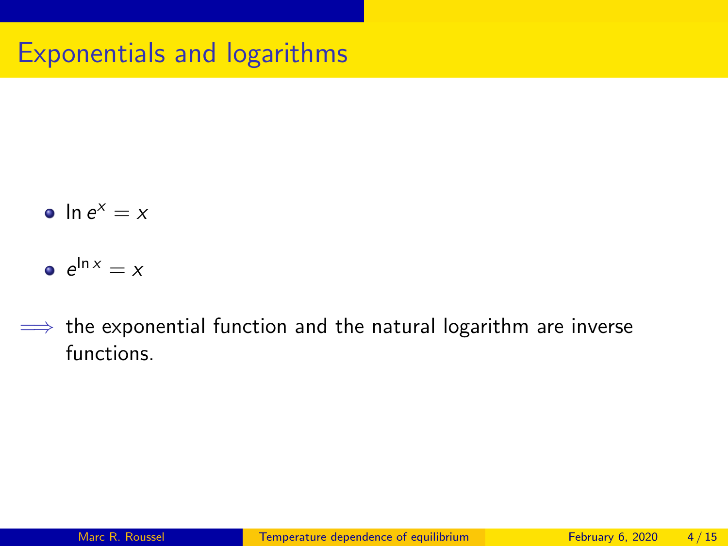# Exponentials and logarithms

- $\ln e^x = x$
- $e^{\ln x} = x$

$\Longrightarrow$ the exponential function and the natural logarithm are inverse functions.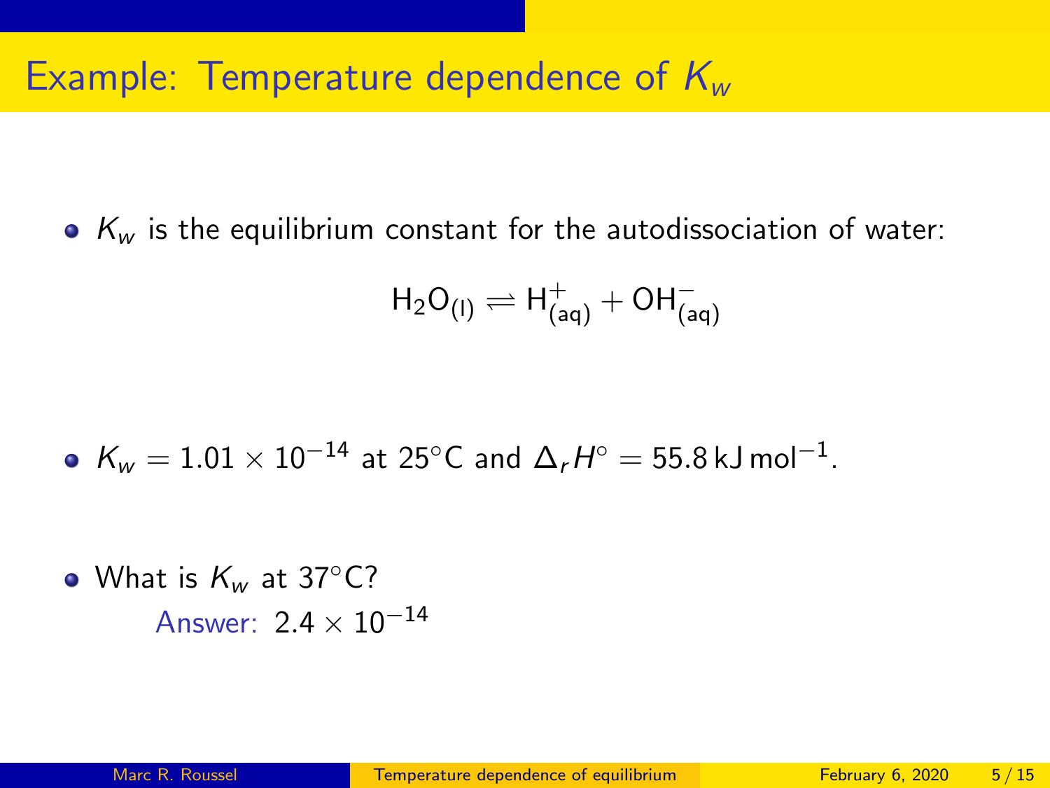# Example: Temperature dependence of $K_w$

- $K_w$ is the equilibrium constant for the autodissociation of water:

$$H_2O_{(l)} \rightleftharpoons H^+_{(aq)} + OH^-_{(aq)}$$

- $K_w = 1.01 \times 10^{-14}$ at 25°C and $\Delta_r H^\circ = 55.8\,\text{kJ}\,\text{mol}^{-1}$.

- What is $K_w$ at 37°C?

  Answer: $2.4 \times 10^{-14}$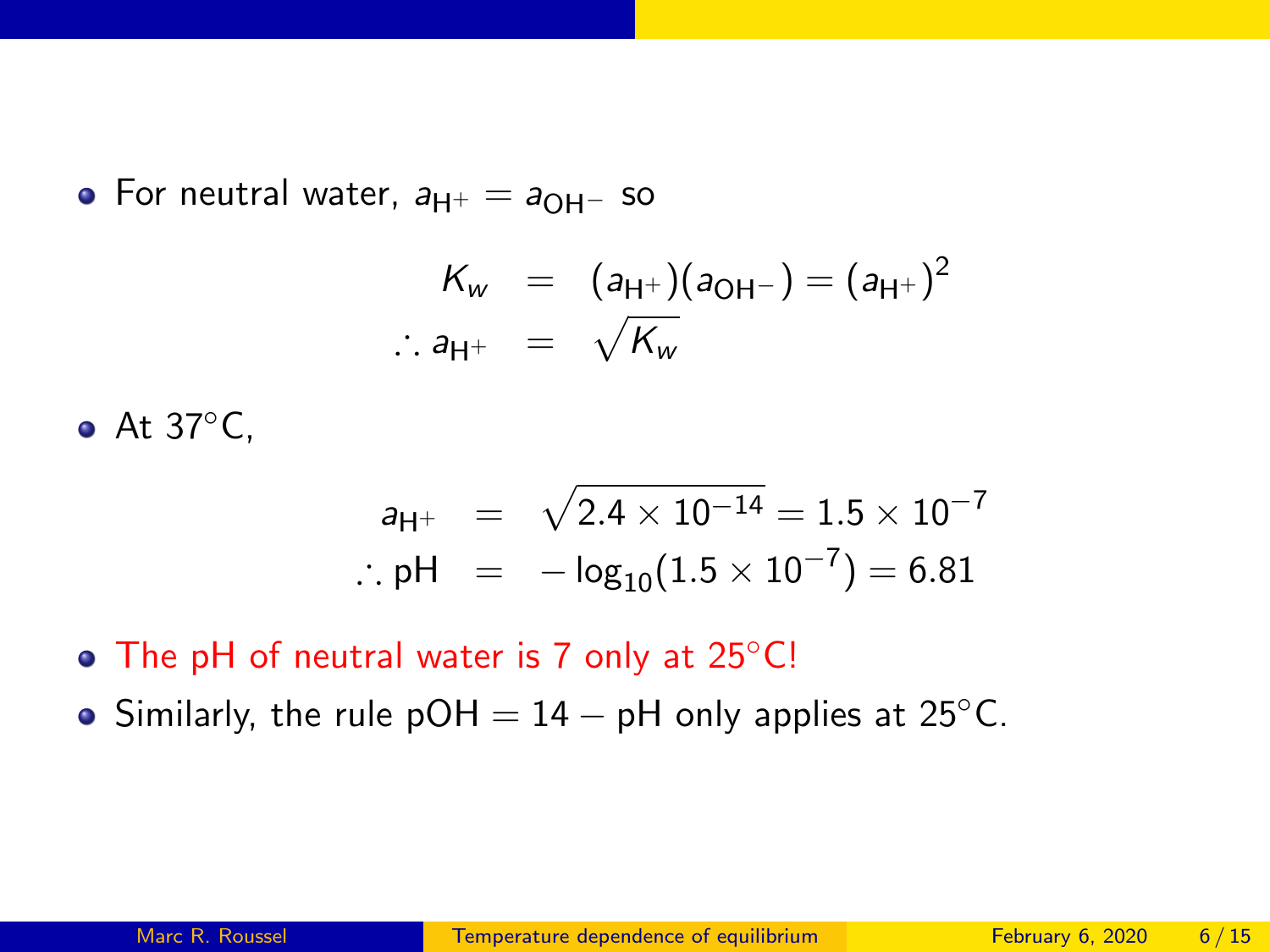- For neutral water, $a_{H^+} = a_{OH^-}$ so

$$
\begin{aligned}
K_w &= (a_{H^+})(a_{OH^-}) = (a_{H^+})^2 \\
\therefore a_{H^+} &= \sqrt{K_w}
\end{aligned}
$$

- At 37°C,

$$
\begin{aligned}
a_{H^+} &= \sqrt{2.4 \times 10^{-14}} = 1.5 \times 10^{-7} \\
\therefore \text{pH} &= -\log_{10}(1.5 \times 10^{-7}) = 6.81
\end{aligned}
$$

- The pH of neutral water is 7 only at 25°C!
- Similarly, the rule pOH = 14 − pH only applies at 25°C.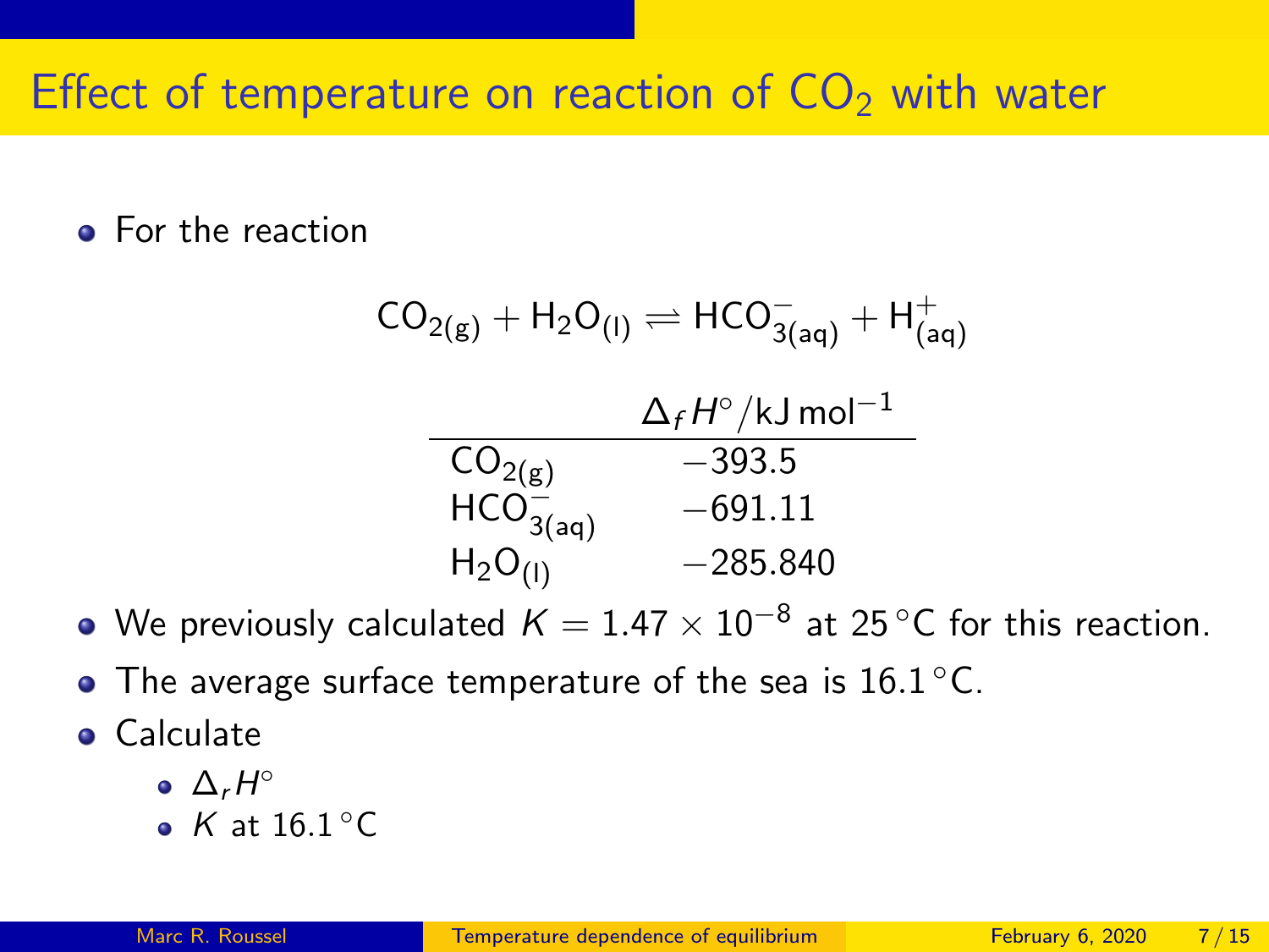# Effect of temperature on reaction of $CO_2$ with water

- For the reaction

$$CO_{2(g)} + H_2O_{(l)} \rightleftharpoons HCO^-_{3(aq)} + H^+_{(aq)}$$

| | $\Delta_f H^\circ / \text{kJ mol}^{-1}$ |
|---|---|
| $CO_{2(g)}$ | $-393.5$ |
| $HCO^-_{3(aq)}$ | $-691.11$ |
| $H_2O_{(l)}$ | $-285.840$ |

- We previously calculated $K = 1.47 \times 10^{-8}$ at 25 °C for this reaction.
- The average surface temperature of the sea is 16.1 °C.
- Calculate
  - $\Delta_r H^\circ$
  - $K$ at 16.1 °C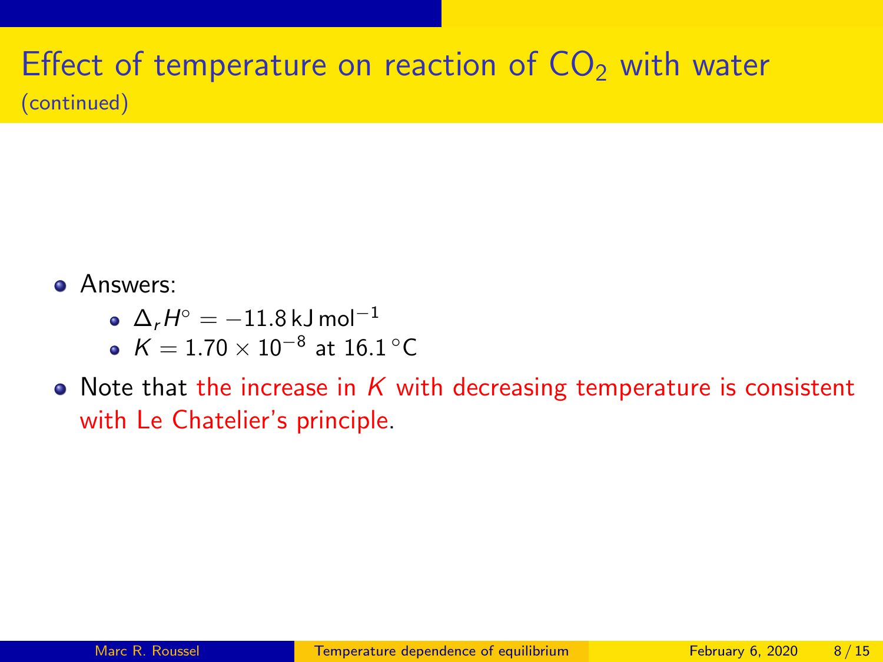# Effect of temperature on reaction of $CO_2$ with water

(continued)

- Answers:
  - $\Delta_r H^\circ = -11.8\,\mathrm{kJ\,mol^{-1}}$
  - $K = 1.70 \times 10^{-8}$ at $16.1\,^\circ\mathrm{C}$
- Note that the increase in $K$ with decreasing temperature is consistent with Le Chatelier's principle.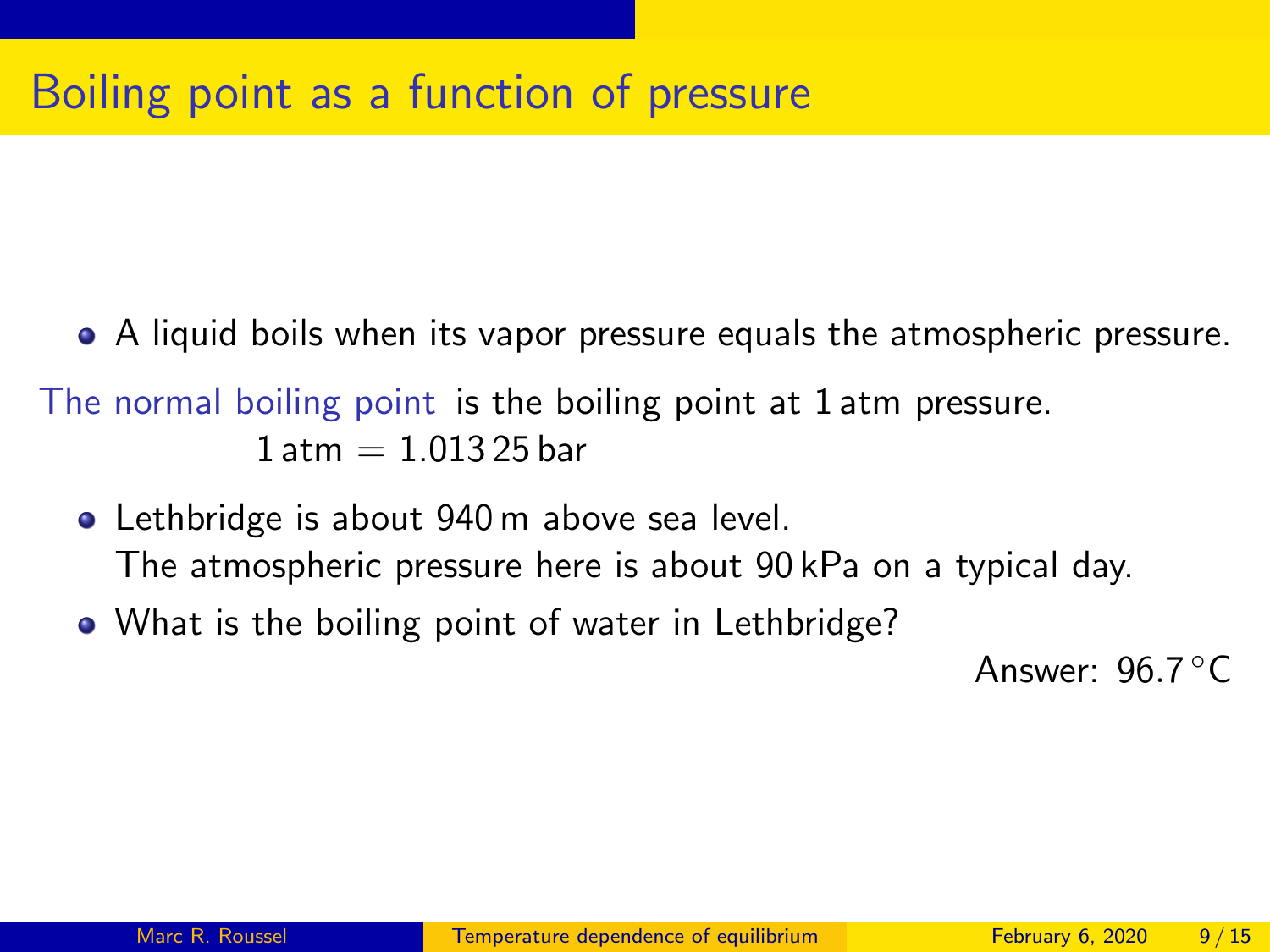# Boiling point as a function of pressure

- A liquid boils when its vapor pressure equals the atmospheric pressure.

The normal boiling point is the boiling point at 1 atm pressure.

$$1\,\text{atm} = 1.013\,25\,\text{bar}$$

- Lethbridge is about 940 m above sea level.
  The atmospheric pressure here is about 90 kPa on a typical day.
- What is the boiling point of water in Lethbridge?

Answer: 96.7 °C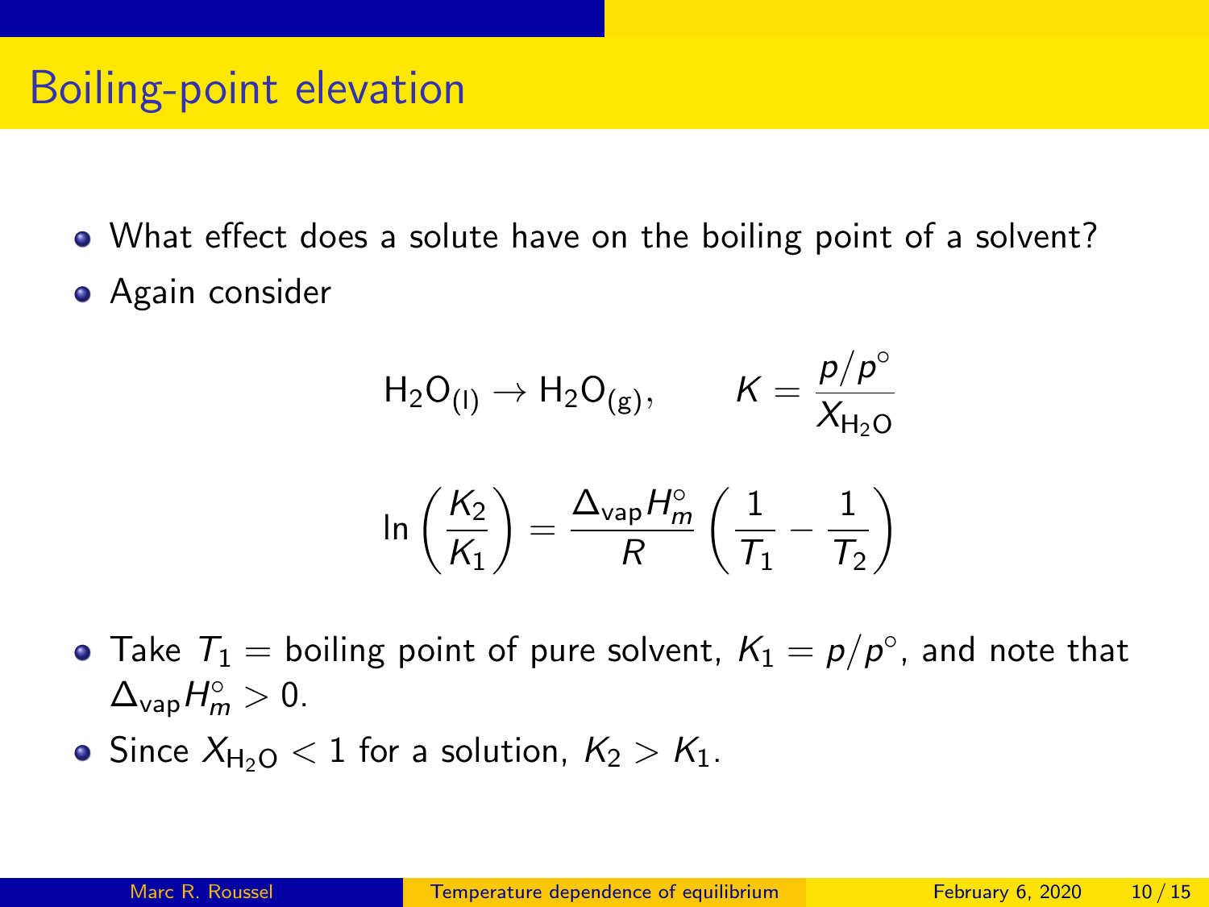# Boiling-point elevation

- What effect does a solute have on the boiling point of a solvent?
- Again consider

$$H_2O_{(l)} \rightarrow H_2O_{(g)}, \qquad K = \frac{p/p^\circ}{X_{H_2O}}$$

$$\ln\left(\frac{K_2}{K_1}\right) = \frac{\Delta_{\text{vap}} H_m^\circ}{R}\left(\frac{1}{T_1} - \frac{1}{T_2}\right)$$

- Take $T_1$ = boiling point of pure solvent, $K_1 = p/p^\circ$, and note that $\Delta_{\text{vap}} H_m^\circ > 0$.
- Since $X_{H_2O} < 1$ for a solution, $K_2 > K_1$.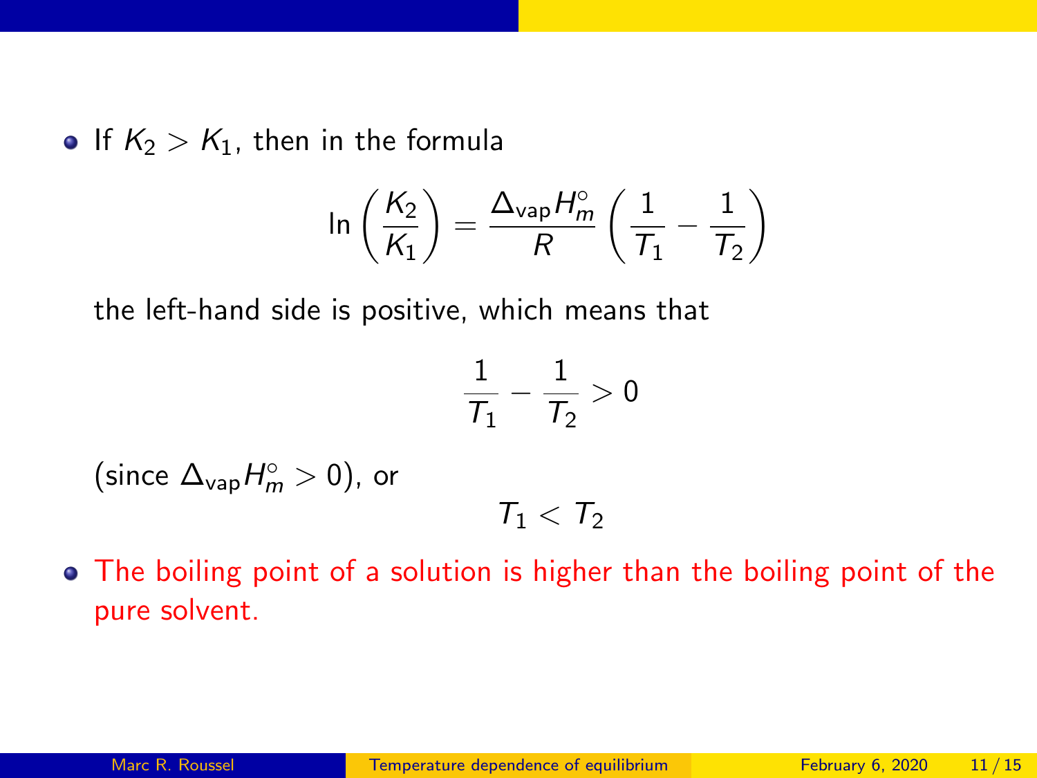- If $K_2 > K_1$, then in the formula

$$\ln\left(\frac{K_2}{K_1}\right) = \frac{\Delta_{\text{vap}}H_m^\circ}{R}\left(\frac{1}{T_1} - \frac{1}{T_2}\right)$$

  the left-hand side is positive, which means that

$$\frac{1}{T_1} - \frac{1}{T_2} > 0$$

  (since $\Delta_{\text{vap}}H_m^\circ > 0$), or

$$T_1 < T_2$$

- The boiling point of a solution is higher than the boiling point of the pure solvent.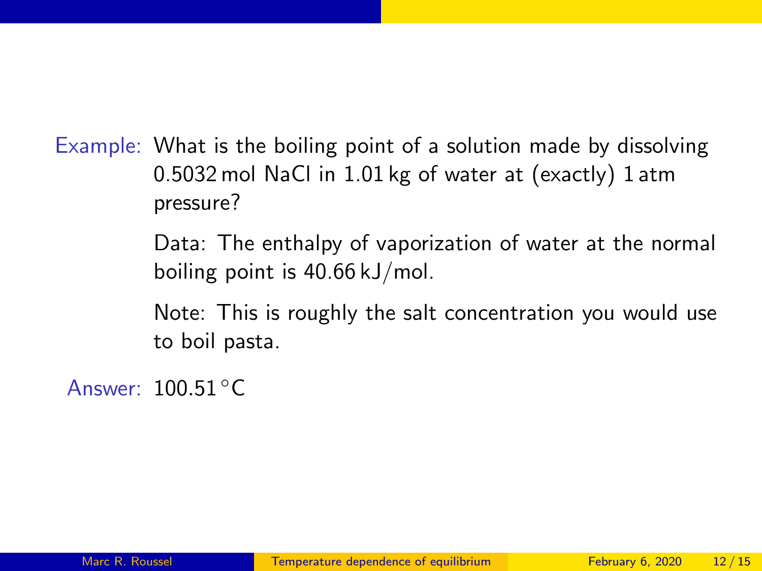Example: What is the boiling point of a solution made by dissolving 0.5032 mol NaCl in 1.01 kg of water at (exactly) 1 atm pressure?

Data: The enthalpy of vaporization of water at the normal boiling point is 40.66 kJ/mol.

Note: This is roughly the salt concentration you would use to boil pasta.

Answer: 100.51 °C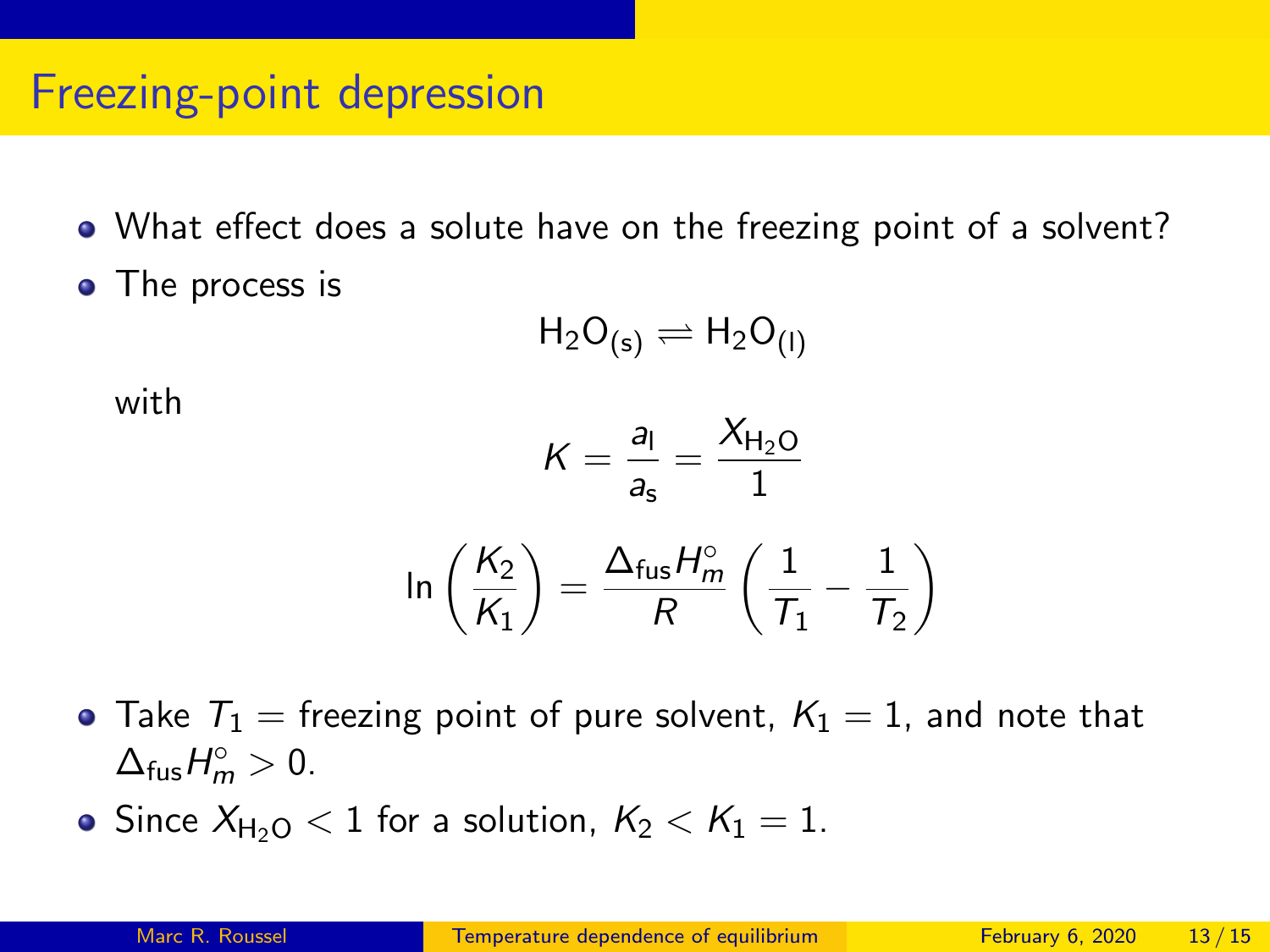# Freezing-point depression

- What effect does a solute have on the freezing point of a solvent?
- The process is

$$H_2O_{(s)} \rightleftharpoons H_2O_{(l)}$$

with

$$K = \frac{a_l}{a_s} = \frac{X_{H_2O}}{1}$$

$$\ln\left(\frac{K_2}{K_1}\right) = \frac{\Delta_{fus} H_m^\circ}{R}\left(\frac{1}{T_1} - \frac{1}{T_2}\right)$$

- Take $T_1$ = freezing point of pure solvent, $K_1 = 1$, and note that $\Delta_{fus} H_m^\circ > 0$.
- Since $X_{H_2O} < 1$ for a solution, $K_2 < K_1 = 1$.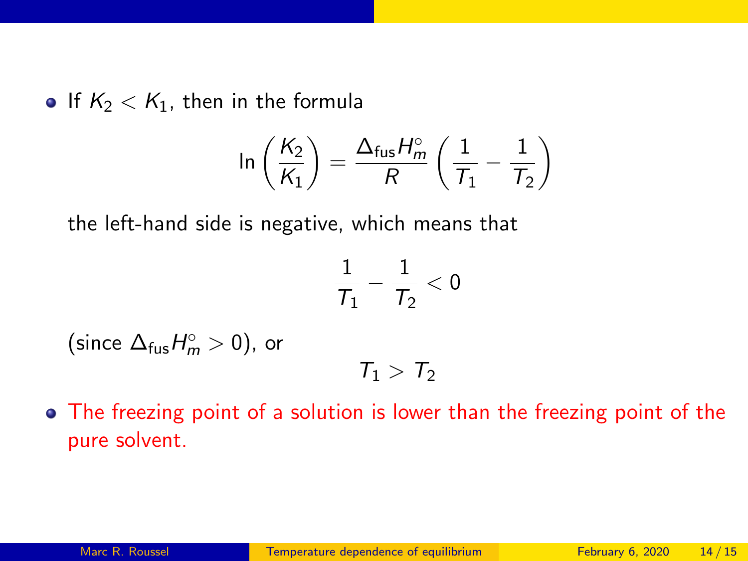- If $K_2 < K_1$, then in the formula

$$\ln\left(\frac{K_2}{K_1}\right) = \frac{\Delta_{\text{fus}} H_m^\circ}{R}\left(\frac{1}{T_1} - \frac{1}{T_2}\right)$$

  the left-hand side is negative, which means that

$$\frac{1}{T_1} - \frac{1}{T_2} < 0$$

  (since $\Delta_{\text{fus}} H_m^\circ > 0$), or

$$T_1 > T_2$$

- The freezing point of a solution is lower than the freezing point of the pure solvent.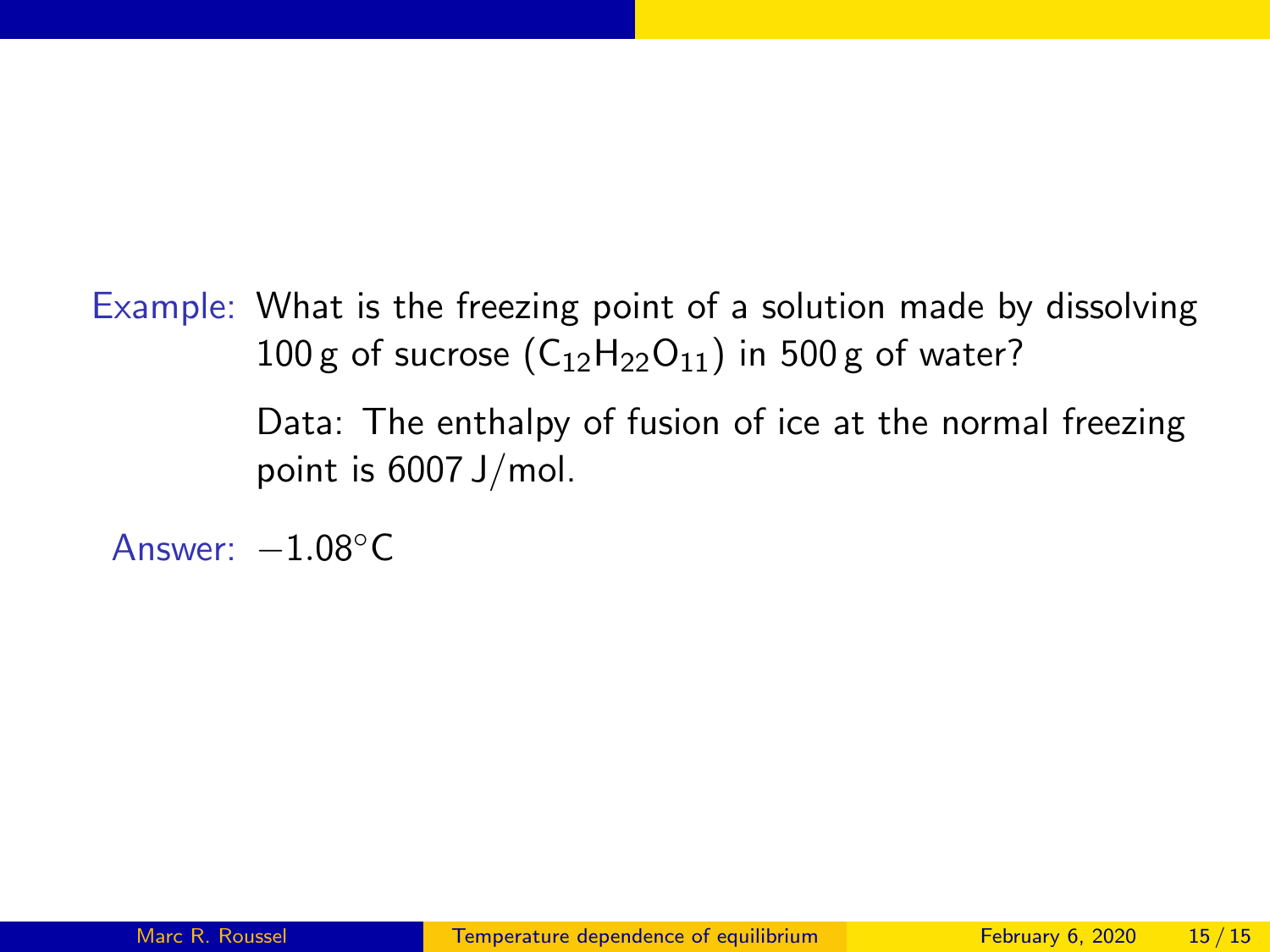Example: What is the freezing point of a solution made by dissolving 100 g of sucrose ($C_{12}H_{22}O_{11}$) in 500 g of water?

Data: The enthalpy of fusion of ice at the normal freezing point is 6007 J/mol.

Answer: $-1.08^\circ$C